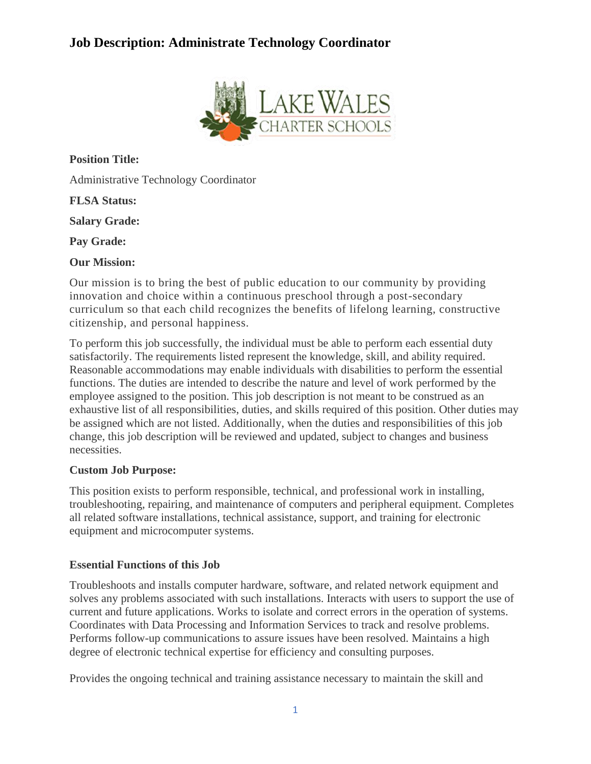# Job Description: Administrate Technology Coordinator

**Position Title:**

Administrative Technology Coordinator

**FLSA Status:**

**Salary Grade:**

**Pay Grade:**

**Our Mission:**

Our mission is to bring the best of public education to our community by providing innovation and choice within a continuous preschool through a post-secondary curriculum so that each child recognizes the benefits of lifelong learning, constructive citizenship, and personal happiness.

To perform this job successfully, the individual must be able to perform each essential duty satisfactorily. The requirements listed represent the knowledge, skill, and ability required. Reasonable accommodations may enable individuals with disabilities to perform the essential functions. The duties are intended to describe the nature and level of work performed by the employee assigned to the position. This job description is not meant to be construed as an exhaustive list of all responsibilities, duties, and skills required of this position. Other duties may be assigned which are not listed. Additionally, when the duties and responsibilities of this job change, this job description will be reviewed and updated, subject to changes and business necessities.

**Custom Job Purpose:**

This position exists to perform responsible, technical, and professional work in installing, troubleshooting, repairing, and maintenance of computers and peripheral equipment. Completes all related software installations, technical assistance, support, and training for electronic equipment and microcomputer systems.

**Essential Functions of this Job**

Troubleshoots and installs computer hardware, software, and related network equipment and solves any problems associated with such installations. Interacts with users to support the use of current and future applications. Works to isolate and correct errors in the operation of systems. Coordinates with Data Processing and Information Services to track and resolve problems. Performs follow-up communications to assure issues have been resolved. Maintains a high degree of electronic technical expertise for efficiency and consulting purposes.

Provides the ongoing technical and training assistance necessary to maintain the skill and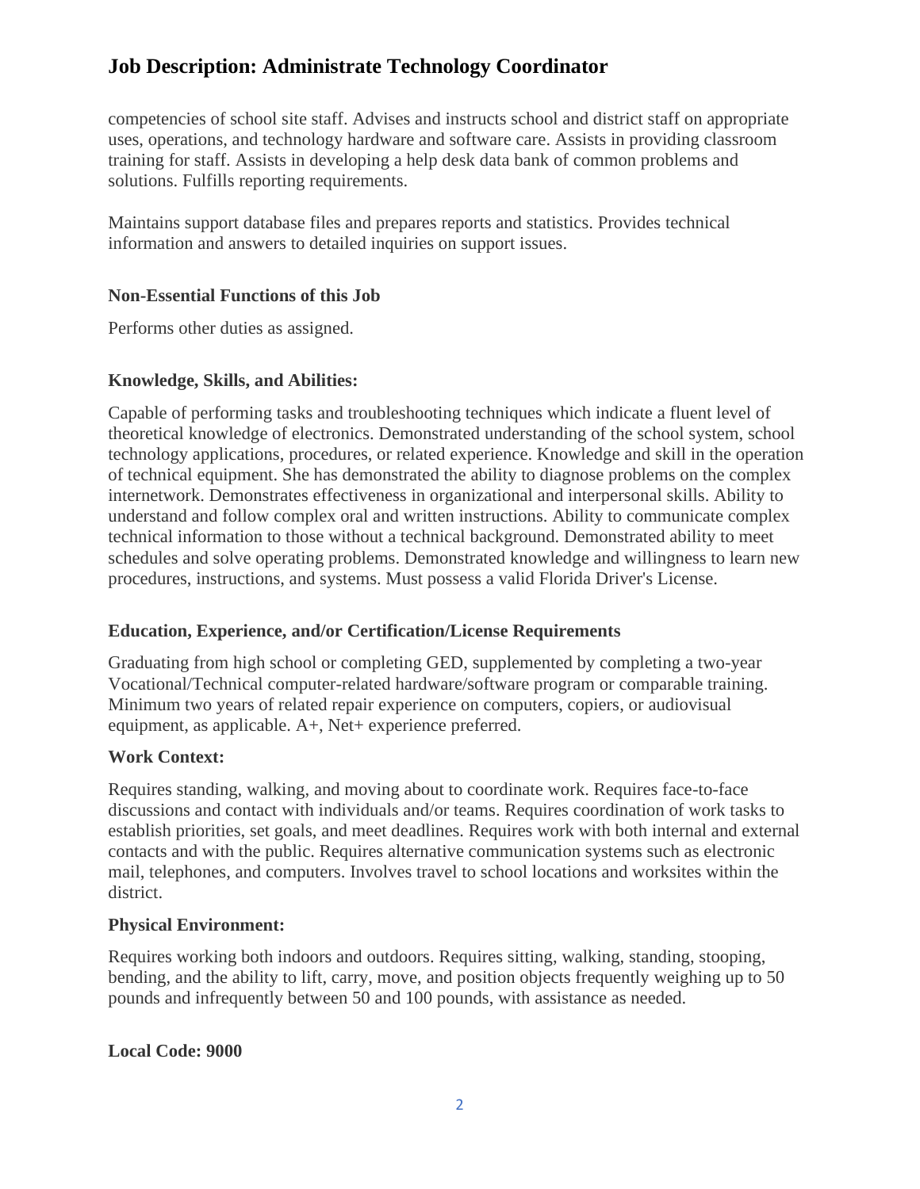competencies of school site staff. Advises and instructs school and district staff on appropriate uses, operations, and technology hardware and software care. Assists in providing classroom training for staff. Assists in developing a help desk data bank of common problems and solutions. Fulfills reporting requirements.

Maintains support database files and prepares reports and statistics. Provides technical information and answers to detailed inquiries on support issues.

**Non-Essential Functions of this Job**

Performs other duties as assigned.

**Knowledge, Skills, and Abilities:**

Capable of performing tasks and troubleshooting techniques which indicate a fluent level of theoretical knowledge of electronics. Demonstrated understanding of the school system, school technology applications, procedures, or related experience. Knowledge and skill in the operation of technical equipment. She has demonstrated the ability to diagnose problems on the complex internetwork. Demonstrates effectiveness in organizational and interpersonal skills. Ability to understand and follow complex oral and written instructions. Ability to communicate complex technical information to those without a technical background. Demonstrated ability to meet schedules and solve operating problems. Demonstrated knowledge and willingness to learn new procedures, instructions, and systems. Must possess a valid Florida Driver's License.

**Education, Experience, and/or Certification/License Requirements**

Graduating from high school or completing GED, supplemented by completing a two-year Vocational/Technical computer-related hardware/software program or comparable training. Minimum two years of related repair experience on computers, copiers, or audiovisual equipment, as applicable. A+, Net+ experience preferred.

**Work Context:**

Requires standing, walking, and moving about to coordinate work. Requires face-to-face discussions and contact with individuals and/or teams. Requires coordination of work tasks to establish priorities, set goals, and meet deadlines. Requires work with both internal and external contacts and with the public. Requires alternative communication systems such as electronic mail, telephones, and computers. Involves travel to school locations and worksites within the district.

**Physical Environment:**

Requires working both indoors and outdoors. Requires sitting, walking, standing, stooping, bending, and the ability to lift, carry, move, and position objects frequently weighing up to 50 pounds and infrequently between 50 and 100 pounds, with assistance as needed.

**Local Code: 9000**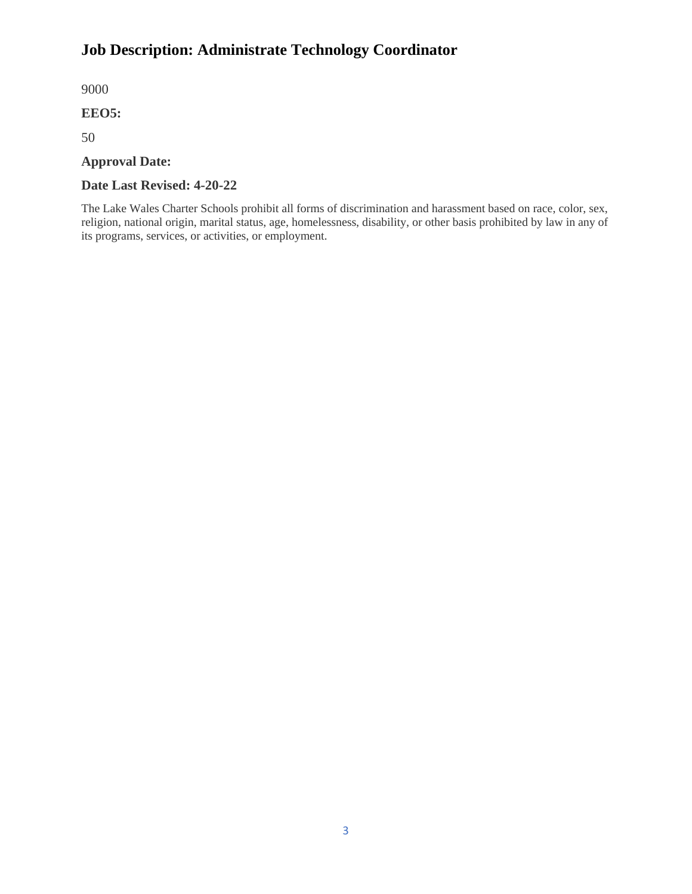## Job Description: Administrate Technology Coordinator

9000

**EEO5:**

50

**Approval Date:**

**Date Last Revised: 4-20-22**

The Lake Wales Charter Schools prohibit all forms of discrimination and harassment based on race, color, sex, religion, national origin, marital status, age, homelessness, disability, or other basis prohibited by law in any of its programs, services, or activities, or employment.